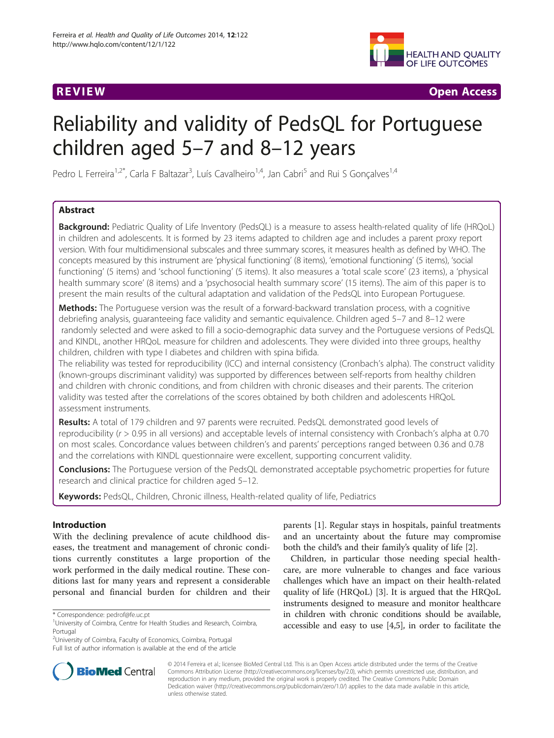**REVIEW** **Open Access**

# Reliability and validity of PedsQL for Portuguese children aged 5–7 and 8–12 years

Pedro L Ferreira[1,2*], Carla F Baltazar[3], Luís Cavalheiro[1,4], Jan Cabri[5] and Rui S Gonçalves[1,4]

## Abstract

**Background:** Pediatric Quality of Life Inventory (PedsQL) is a measure to assess health-related quality of life (HRQoL) in children and adolescents. It is formed by 23 items adapted to children age and includes a parent proxy report version. With four multidimensional subscales and three summary scores, it measures health as defined by WHO. The concepts measured by this instrument are 'physical functioning' (8 items), 'emotional functioning' (5 items), 'social functioning' (5 items) and 'school functioning' (5 items). It also measures a 'total scale score' (23 items), a 'physical health summary score' (8 items) and a 'psychosocial health summary score' (15 items). The aim of this paper is to present the main results of the cultural adaptation and validation of the PedsQL into European Portuguese.

**Methods:** The Portuguese version was the result of a forward-backward translation process, with a cognitive debriefing analysis, guaranteeing face validity and semantic equivalence. Children aged 5–7 and 8–12 were randomly selected and were asked to fill a socio-demographic data survey and the Portuguese versions of PedsQL and KINDL, another HRQoL measure for children and adolescents. They were divided into three groups, healthy children, children with type I diabetes and children with spina bifida.

The reliability was tested for reproducibility (ICC) and internal consistency (Cronbach's alpha). The construct validity (known-groups discriminant validity) was supported by differences between self-reports from healthy children and children with chronic conditions, and from children with chronic diseases and their parents. The criterion validity was tested after the correlations of the scores obtained by both children and adolescents HRQoL assessment instruments.

**Results:** A total of 179 children and 97 parents were recruited. PedsQL demonstrated good levels of reproducibility ($r > 0.95$ in all versions) and acceptable levels of internal consistency with Cronbach's alpha at 0.70 on most scales. Concordance values between children's and parents' perceptions ranged between 0.36 and 0.78 and the correlations with KINDL questionnaire were excellent, supporting concurrent validity.

**Conclusions:** The Portuguese version of the PedsQL demonstrated acceptable psychometric properties for future research and clinical practice for children aged 5–12.

**Keywords:** PedsQL, Children, Chronic illness, Health-related quality of life, Pediatrics

## Introduction

With the declining prevalence of acute childhood diseases, the treatment and management of chronic conditions currently constitutes a large proportion of the work performed in the daily medical routine. These conditions last for many years and represent a considerable personal and financial burden for children and their parents [1]. Regular stays in hospitals, painful treatments and an uncertainty about the future may compromise both the child's and their family's quality of life [2].

Children, in particular those needing special healthcare, are more vulnerable to changes and face various challenges which have an impact on their health-related quality of life (HRQoL) [3]. It is argued that the HRQoL instruments designed to measure and monitor healthcare in children with chronic conditions should be available, accessible and easy to use [4,5], in order to facilitate the

\* Correspondence: pedrof@fe.uc.pt
[1]University of Coimbra, Centre for Health Studies and Research, Coimbra, Portugal
[2]University of Coimbra, Faculty of Economics, Coimbra, Portugal
Full list of author information is available at the end of the article

© 2014 Ferreira et al.; licensee BioMed Central Ltd. This is an Open Access article distributed under the terms of the Creative Commons Attribution License (http://creativecommons.org/licenses/by/2.0), which permits unrestricted use, distribution, and reproduction in any medium, provided the original work is properly credited. The Creative Commons Public Domain Dedication waiver (http://creativecommons.org/publicdomain/zero/1.0/) applies to the data made available in this article, unless otherwise stated.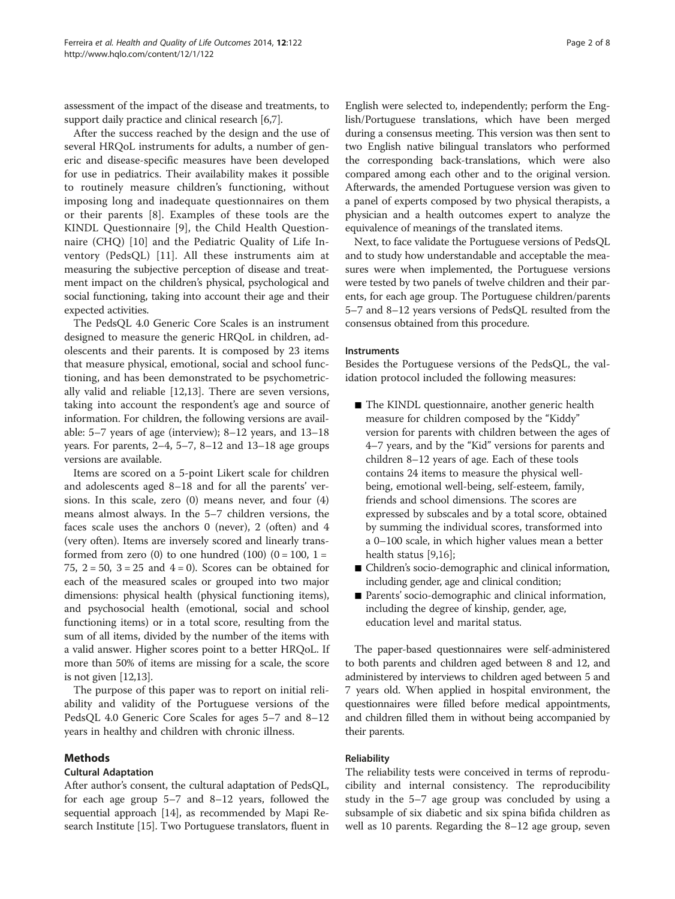assessment of the impact of the disease and treatments, to support daily practice and clinical research [6,7].

After the success reached by the design and the use of several HRQoL instruments for adults, a number of generic and disease-specific measures have been developed for use in pediatrics. Their availability makes it possible to routinely measure children's functioning, without imposing long and inadequate questionnaires on them or their parents [8]. Examples of these tools are the KINDL Questionnaire [9], the Child Health Questionnaire (CHQ) [10] and the Pediatric Quality of Life Inventory (PedsQL) [11]. All these instruments aim at measuring the subjective perception of disease and treatment impact on the children's physical, psychological and social functioning, taking into account their age and their expected activities.

The PedsQL 4.0 Generic Core Scales is an instrument designed to measure the generic HRQoL in children, adolescents and their parents. It is composed by 23 items that measure physical, emotional, social and school functioning, and has been demonstrated to be psychometrically valid and reliable [12,13]. There are seven versions, taking into account the respondent's age and source of information. For children, the following versions are available: 5–7 years of age (interview); 8–12 years, and 13–18 years. For parents, 2–4, 5–7, 8–12 and 13–18 age groups versions are available.

Items are scored on a 5-point Likert scale for children and adolescents aged 8–18 and for all the parents' versions. In this scale, zero (0) means never, and four (4) means almost always. In the 5–7 children versions, the faces scale uses the anchors 0 (never), 2 (often) and 4 (very often). Items are inversely scored and linearly transformed from zero (0) to one hundred (100) (0 = 100, 1 = 75, 2 = 50, 3 = 25 and 4 = 0). Scores can be obtained for each of the measured scales or grouped into two major dimensions: physical health (physical functioning items), and psychosocial health (emotional, social and school functioning items) or in a total score, resulting from the sum of all items, divided by the number of the items with a valid answer. Higher scores point to a better HRQoL. If more than 50% of items are missing for a scale, the score is not given [12,13].

The purpose of this paper was to report on initial reliability and validity of the Portuguese versions of the PedsQL 4.0 Generic Core Scales for ages 5–7 and 8–12 years in healthy and children with chronic illness.

## Methods

### Cultural Adaptation

After author's consent, the cultural adaptation of PedsQL, for each age group 5–7 and 8–12 years, followed the sequential approach [14], as recommended by Mapi Research Institute [15]. Two Portuguese translators, fluent in English were selected to, independently; perform the English/Portuguese translations, which have been merged during a consensus meeting. This version was then sent to two English native bilingual translators who performed the corresponding back-translations, which were also compared among each other and to the original version. Afterwards, the amended Portuguese version was given to a panel of experts composed by two physical therapists, a physician and a health outcomes expert to analyze the equivalence of meanings of the translated items.

Next, to face validate the Portuguese versions of PedsQL and to study how understandable and acceptable the measures were when implemented, the Portuguese versions were tested by two panels of twelve children and their parents, for each age group. The Portuguese children/parents 5–7 and 8–12 years versions of PedsQL resulted from the consensus obtained from this procedure.

### Instruments

Besides the Portuguese versions of the PedsQL, the validation protocol included the following measures:

- The KINDL questionnaire, another generic health measure for children composed by the "Kiddy" version for parents with children between the ages of 4–7 years, and by the "Kid" versions for parents and children 8–12 years of age. Each of these tools contains 24 items to measure the physical well-being, emotional well-being, self-esteem, family, friends and school dimensions. The scores are expressed by subscales and by a total score, obtained by summing the individual scores, transformed into a 0–100 scale, in which higher values mean a better health status [9,16];
- Children's socio-demographic and clinical information, including gender, age and clinical condition;
- Parents' socio-demographic and clinical information, including the degree of kinship, gender, age, education level and marital status.

The paper-based questionnaires were self-administered to both parents and children aged between 8 and 12, and administered by interviews to children aged between 5 and 7 years old. When applied in hospital environment, the questionnaires were filled before medical appointments, and children filled them in without being accompanied by their parents.

### Reliability

The reliability tests were conceived in terms of reproducibility and internal consistency. The reproducibility study in the 5–7 age group was concluded by using a subsample of six diabetic and six spina bifida children as well as 10 parents. Regarding the 8–12 age group, seven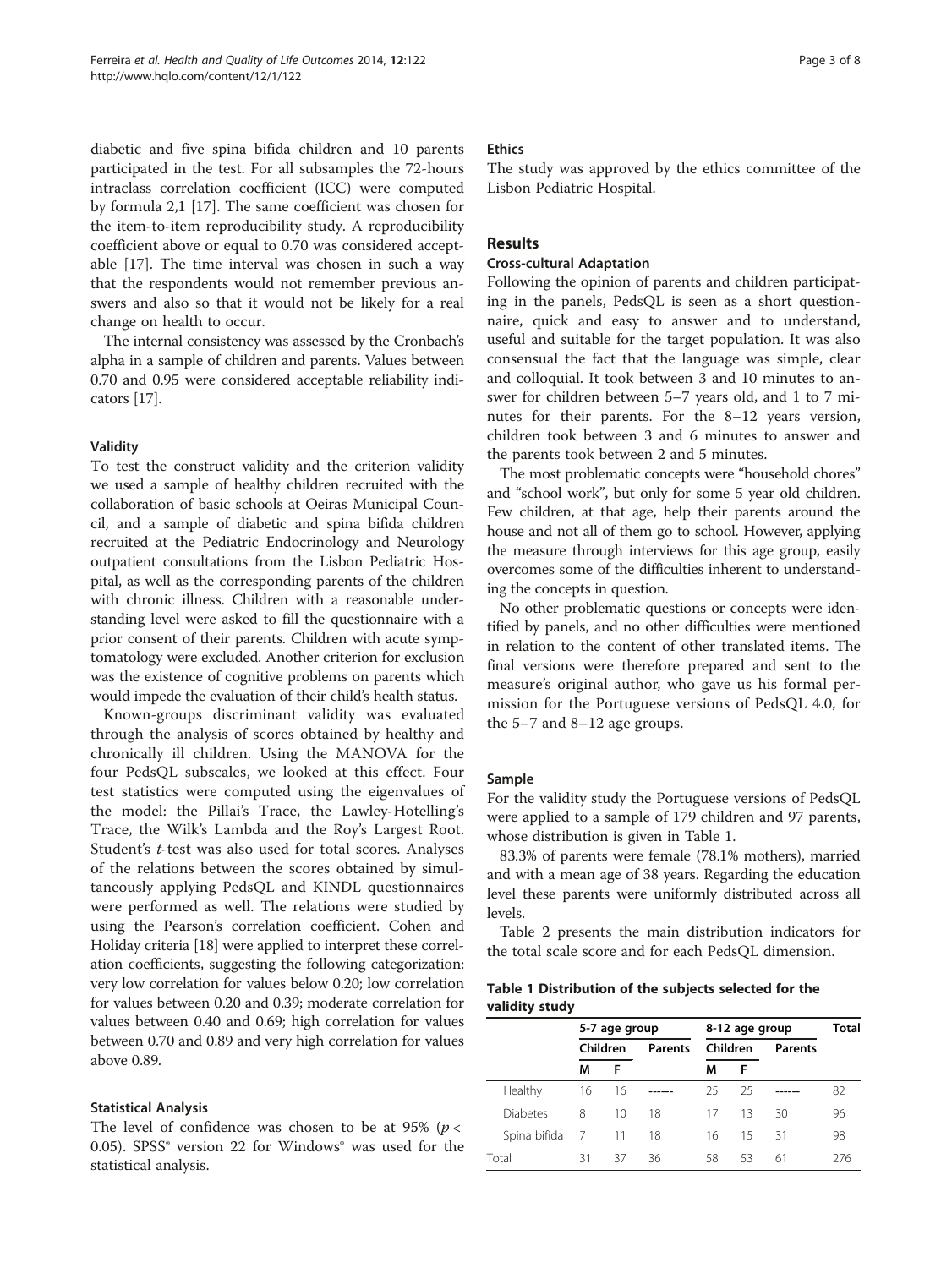diabetic and five spina bifida children and 10 parents participated in the test. For all subsamples the 72-hours intraclass correlation coefficient (ICC) were computed by formula 2,1 [17]. The same coefficient was chosen for the item-to-item reproducibility study. A reproducibility coefficient above or equal to 0.70 was considered acceptable [17]. The time interval was chosen in such a way that the respondents would not remember previous answers and also so that it would not be likely for a real change on health to occur.

The internal consistency was assessed by the Cronbach's alpha in a sample of children and parents. Values between 0.70 and 0.95 were considered acceptable reliability indicators [17].

#### Validity

To test the construct validity and the criterion validity we used a sample of healthy children recruited with the collaboration of basic schools at Oeiras Municipal Council, and a sample of diabetic and spina bifida children recruited at the Pediatric Endocrinology and Neurology outpatient consultations from the Lisbon Pediatric Hospital, as well as the corresponding parents of the children with chronic illness. Children with a reasonable understanding level were asked to fill the questionnaire with a prior consent of their parents. Children with acute symptomatology were excluded. Another criterion for exclusion was the existence of cognitive problems on parents which would impede the evaluation of their child's health status.

Known-groups discriminant validity was evaluated through the analysis of scores obtained by healthy and chronically ill children. Using the MANOVA for the four PedsQL subscales, we looked at this effect. Four test statistics were computed using the eigenvalues of the model: the Pillai's Trace, the Lawley-Hotelling's Trace, the Wilk's Lambda and the Roy's Largest Root. Student's *t*-test was also used for total scores. Analyses of the relations between the scores obtained by simultaneously applying PedsQL and KINDL questionnaires were performed as well. The relations were studied by using the Pearson's correlation coefficient. Cohen and Holiday criteria [18] were applied to interpret these correlation coefficients, suggesting the following categorization: very low correlation for values below 0.20; low correlation for values between 0.20 and 0.39; moderate correlation for values between 0.40 and 0.69; high correlation for values between 0.70 and 0.89 and very high correlation for values above 0.89.

#### Statistical Analysis

The level of confidence was chosen to be at 95% ($p < 0.05$). SPSS® version 22 for Windows® was used for the statistical analysis.

### Ethics

The study was approved by the ethics committee of the Lisbon Pediatric Hospital.

## Results

### Cross-cultural Adaptation

Following the opinion of parents and children participating in the panels, PedsQL is seen as a short questionnaire, quick and easy to answer and to understand, useful and suitable for the target population. It was also consensual the fact that the language was simple, clear and colloquial. It took between 3 and 10 minutes to answer for children between 5–7 years old, and 1 to 7 minutes for their parents. For the 8–12 years version, children took between 3 and 6 minutes to answer and the parents took between 2 and 5 minutes.

The most problematic concepts were "household chores" and "school work", but only for some 5 year old children. Few children, at that age, help their parents around the house and not all of them go to school. However, applying the measure through interviews for this age group, easily overcomes some of the difficulties inherent to understanding the concepts in question.

No other problematic questions or concepts were identified by panels, and no other difficulties were mentioned in relation to the content of other translated items. The final versions were therefore prepared and sent to the measure's original author, who gave us his formal permission for the Portuguese versions of PedsQL 4.0, for the 5–7 and 8–12 age groups.

### Sample

For the validity study the Portuguese versions of PedsQL were applied to a sample of 179 children and 97 parents, whose distribution is given in Table 1.

83.3% of parents were female (78.1% mothers), married and with a mean age of 38 years. Regarding the education level these parents were uniformly distributed across all levels.

Table 2 presents the main distribution indicators for the total scale score and for each PedsQL dimension.

**Table 1 Distribution of the subjects selected for the validity study**

| | 5-7 age group | | | 8-12 age group | | | Total |
|---|---|---|---|---|---|---|---|
| | Children | | Parents | Children | | Parents | |
| | M | F | | M | F | | |
| Healthy | 16 | 16 | ------ | 25 | 25 | ------ | 82 |
| Diabetes | 8 | 10 | 18 | 17 | 13 | 30 | 96 |
| Spina bifida | 7 | 11 | 18 | 16 | 15 | 31 | 98 |
| Total | 31 | 37 | 36 | 58 | 53 | 61 | 276 |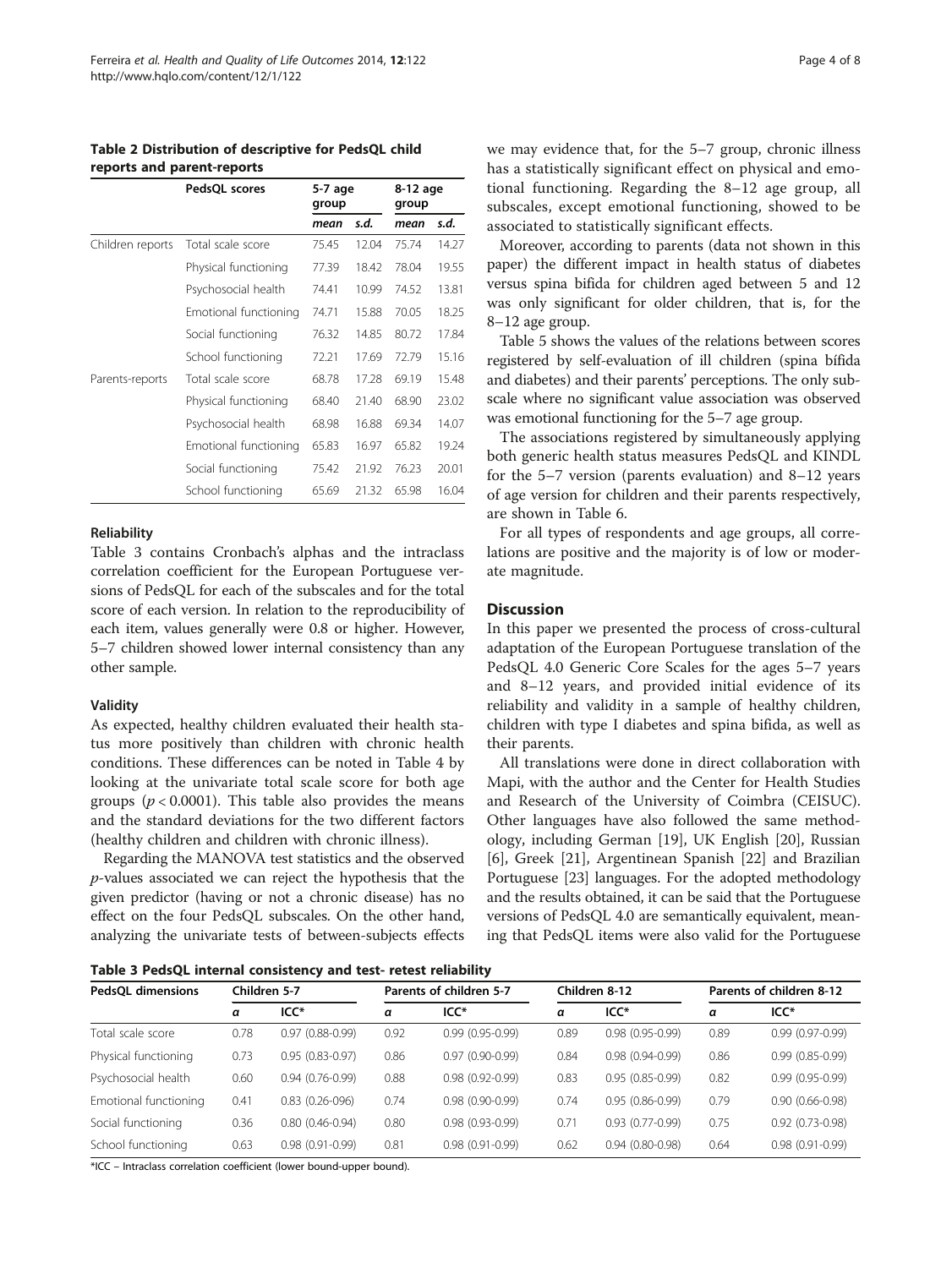**Table 2 Distribution of descriptive for PedsQL child reports and parent-reports**

| | PedsQL scores | 5-7 age group | | 8-12 age group | |
|---|---|---|---|---|---|
| | | *mean* | *s.d.* | *mean* | *s.d.* |
| Children reports | Total scale score | 75.45 | 12.04 | 75.74 | 14.27 |
| | Physical functioning | 77.39 | 18.42 | 78.04 | 19.55 |
| | Psychosocial health | 74.41 | 10.99 | 74.52 | 13.81 |
| | Emotional functioning | 74.71 | 15.88 | 70.05 | 18.25 |
| | Social functioning | 76.32 | 14.85 | 80.72 | 17.84 |
| | School functioning | 72.21 | 17.69 | 72.79 | 15.16 |
| Parents-reports | Total scale score | 68.78 | 17.28 | 69.19 | 15.48 |
| | Physical functioning | 68.40 | 21.40 | 68.90 | 23.02 |
| | Psychosocial health | 68.98 | 16.88 | 69.34 | 14.07 |
| | Emotional functioning | 65.83 | 16.97 | 65.82 | 19.24 |
| | Social functioning | 75.42 | 21.92 | 76.23 | 20.01 |
| | School functioning | 65.69 | 21.32 | 65.98 | 16.04 |

### Reliability

Table 3 contains Cronbach's alphas and the intraclass correlation coefficient for the European Portuguese versions of PedsQL for each of the subscales and for the total score of each version. In relation to the reproducibility of each item, values generally were 0.8 or higher. However, 5–7 children showed lower internal consistency than any other sample.

### Validity

As expected, healthy children evaluated their health status more positively than children with chronic health conditions. These differences can be noted in Table 4 by looking at the univariate total scale score for both age groups ($p < 0.0001$). This table also provides the means and the standard deviations for the two different factors (healthy children and children with chronic illness).

Regarding the MANOVA test statistics and the observed $p$-values associated we can reject the hypothesis that the given predictor (having or not a chronic disease) has no effect on the four PedsQL subscales. On the other hand, analyzing the univariate tests of between-subjects effects we may evidence that, for the 5–7 group, chronic illness has a statistically significant effect on physical and emotional functioning. Regarding the 8–12 age group, all subscales, except emotional functioning, showed to be associated to statistically significant effects.

Moreover, according to parents (data not shown in this paper) the different impact in health status of diabetes versus spina bifida for children aged between 5 and 12 was only significant for older children, that is, for the 8–12 age group.

Table 5 shows the values of the relations between scores registered by self-evaluation of ill children (spina bífida and diabetes) and their parents' perceptions. The only subscale where no significant value association was observed was emotional functioning for the 5–7 age group.

The associations registered by simultaneously applying both generic health status measures PedsQL and KINDL for the 5–7 version (parents evaluation) and 8–12 years of age version for children and their parents respectively, are shown in Table 6.

For all types of respondents and age groups, all correlations are positive and the majority is of low or moderate magnitude.

## Discussion

In this paper we presented the process of cross-cultural adaptation of the European Portuguese translation of the PedsQL 4.0 Generic Core Scales for the ages 5–7 years and 8–12 years, and provided initial evidence of its reliability and validity in a sample of healthy children, children with type I diabetes and spina bifida, as well as their parents.

All translations were done in direct collaboration with Mapi, with the author and the Center for Health Studies and Research of the University of Coimbra (CEISUC). Other languages have also followed the same methodology, including German [19], UK English [20], Russian [6], Greek [21], Argentinean Spanish [22] and Brazilian Portuguese [23] languages. For the adopted methodology and the results obtained, it can be said that the Portuguese versions of PedsQL 4.0 are semantically equivalent, meaning that PedsQL items were also valid for the Portuguese

**Table 3 PedsQL internal consistency and test- retest reliability**

| PedsQL dimensions | Children 5-7 | | Parents of children 5-7 | | Children 8-12 | | Parents of children 8-12 | |
|---|---|---|---|---|---|---|---|---|
| | α | ICC* | α | ICC* | α | ICC* | α | ICC* |
| Total scale score | 0.78 | 0.97 (0.88-0.99) | 0.92 | 0.99 (0.95-0.99) | 0.89 | 0.98 (0.95-0.99) | 0.89 | 0.99 (0.97-0.99) |
| Physical functioning | 0.73 | 0.95 (0.83-0.97) | 0.86 | 0.97 (0.90-0.99) | 0.84 | 0.98 (0.94-0.99) | 0.86 | 0.99 (0.85-0.99) |
| Psychosocial health | 0.60 | 0.94 (0.76-0.99) | 0.88 | 0.98 (0.92-0.99) | 0.83 | 0.95 (0.85-0.99) | 0.82 | 0.99 (0.95-0.99) |
| Emotional functioning | 0.41 | 0.83 (0.26-096) | 0.74 | 0.98 (0.90-0.99) | 0.74 | 0.95 (0.86-0.99) | 0.79 | 0.90 (0.66-0.98) |
| Social functioning | 0.36 | 0.80 (0.46-0.94) | 0.80 | 0.98 (0.93-0.99) | 0.71 | 0.93 (0.77-0.99) | 0.75 | 0.92 (0.73-0.98) |
| School functioning | 0.63 | 0.98 (0.91-0.99) | 0.81 | 0.98 (0.91-0.99) | 0.62 | 0.94 (0.80-0.98) | 0.64 | 0.98 (0.91-0.99) |

*ICC – Intraclass correlation coefficient (lower bound-upper bound).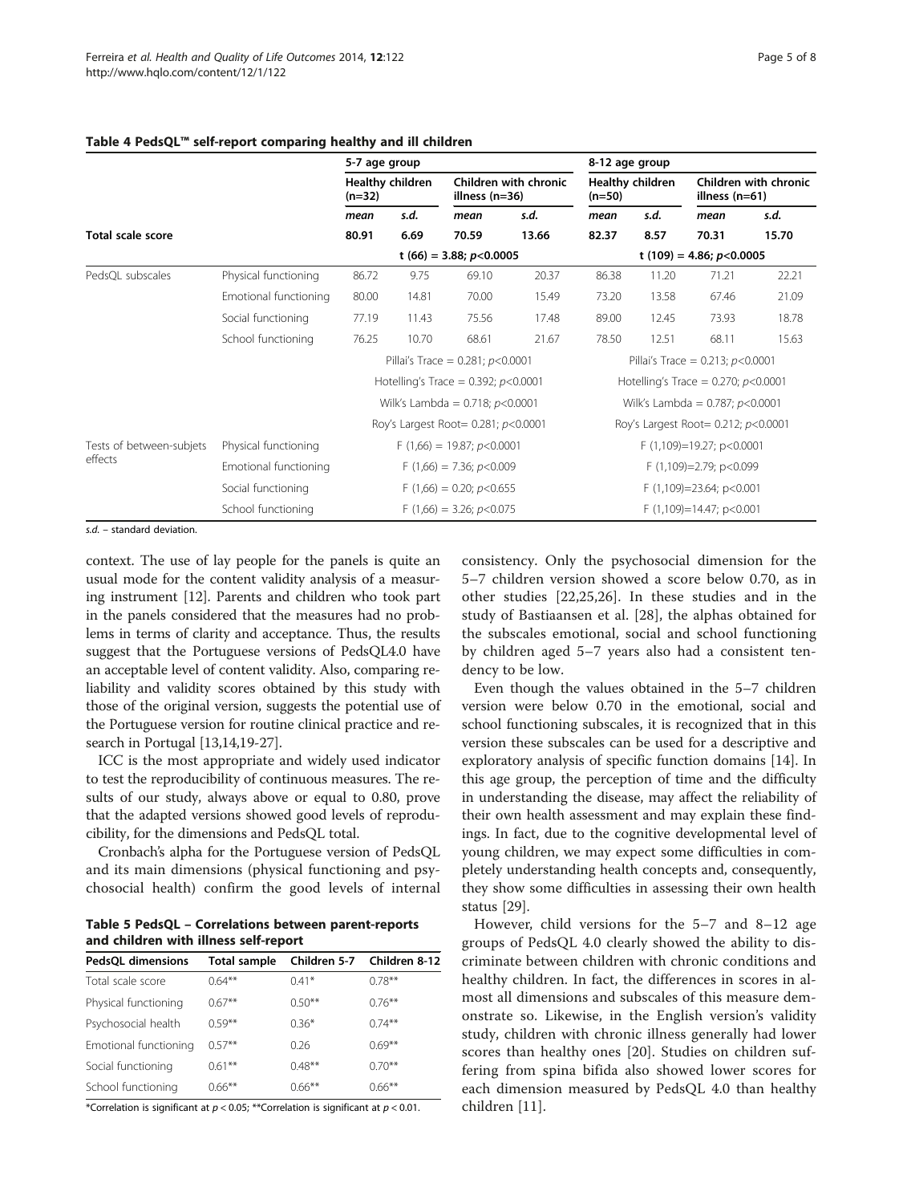**Table 4 PedsQL™ self-report comparing healthy and ill children**

| | | 5-7 age group | | | | 8-12 age group | | | |
|---|---|---|---|---|---|---|---|---|---|
| | | Healthy children (n=32) | | Children with chronic illness (n=36) | | Healthy children (n=50) | | Children with chronic illness (n=61) | |
| | | *mean* | *s.d.* | *mean* | *s.d.* | *mean* | *s.d.* | *mean* | *s.d.* |
| **Total scale score** | | **80.91** | **6.69** | **70.59** | **13.66** | **82.37** | **8.57** | **70.31** | **15.70** |
| | | **t (66) = 3.88; *p*<0.0005** | | | | **t (109) = 4.86; *p*<0.0005** | | | |
| PedsQL subscales | Physical functioning | 86.72 | 9.75 | 69.10 | 20.37 | 86.38 | 11.20 | 71.21 | 22.21 |
| | Emotional functioning | 80.00 | 14.81 | 70.00 | 15.49 | 73.20 | 13.58 | 67.46 | 21.09 |
| | Social functioning | 77.19 | 11.43 | 75.56 | 17.48 | 89.00 | 12.45 | 73.93 | 18.78 |
| | School functioning | 76.25 | 10.70 | 68.61 | 21.67 | 78.50 | 12.51 | 68.11 | 15.63 |
| | | Pillai's Trace = 0.281; *p*<0.0001 | | | | Pillai's Trace = 0.213; *p*<0.0001 | | | |
| | | Hotelling's Trace = 0.392; *p*<0.0001 | | | | Hotelling's Trace = 0.270; *p*<0.0001 | | | |
| | | Wilk's Lambda = 0.718; *p*<0.0001 | | | | Wilk's Lambda = 0.787; *p*<0.0001 | | | |
| | | Roy's Largest Root= 0.281; *p*<0.0001 | | | | Roy's Largest Root= 0.212; *p*<0.0001 | | | |
| Tests of between-subjets effects | Physical functioning | F (1,66) = 19.87; *p*<0.0001 | | | | F (1,109)=19.27; p<0.0001 | | | |
| | Emotional functioning | F (1,66) = 7.36; *p*<0.009 | | | | F (1,109)=2.79; p<0.099 | | | |
| | Social functioning | F (1,66) = 0.20; *p*<0.655 | | | | F (1,109)=23.64; p<0.001 | | | |
| | School functioning | F (1,66) = 3.26; *p*<0.075 | | | | F (1,109)=14.47; p<0.001 | | | |

*s.d.* – standard deviation.

context. The use of lay people for the panels is quite an usual mode for the content validity analysis of a measuring instrument [12]. Parents and children who took part in the panels considered that the measures had no problems in terms of clarity and acceptance. Thus, the results suggest that the Portuguese versions of PedsQL4.0 have an acceptable level of content validity. Also, comparing reliability and validity scores obtained by this study with those of the original version, suggests the potential use of the Portuguese version for routine clinical practice and research in Portugal [13,14,19-27].

ICC is the most appropriate and widely used indicator to test the reproducibility of continuous measures. The results of our study, always above or equal to 0.80, prove that the adapted versions showed good levels of reproducibility, for the dimensions and PedsQL total.

Cronbach's alpha for the Portuguese version of PedsQL and its main dimensions (physical functioning and psychosocial health) confirm the good levels of internal consistency. Only the psychosocial dimension for the 5–7 children version showed a score below 0.70, as in other studies [22,25,26]. In these studies and in the study of Bastiaansen et al. [28], the alphas obtained for the subscales emotional, social and school functioning by children aged 5–7 years also had a consistent tendency to be low.

Even though the values obtained in the 5–7 children version were below 0.70 in the emotional, social and school functioning subscales, it is recognized that in this version these subscales can be used for a descriptive and exploratory analysis of specific function domains [14]. In this age group, the perception of time and the difficulty in understanding the disease, may affect the reliability of their own health assessment and may explain these findings. In fact, due to the cognitive developmental level of young children, we may expect some difficulties in completely understanding health concepts and, consequently, they show some difficulties in assessing their own health status [29].

However, child versions for the 5–7 and 8–12 age groups of PedsQL 4.0 clearly showed the ability to discriminate between children with chronic conditions and healthy children. In fact, the differences in scores in almost all dimensions and subscales of this measure demonstrate so. Likewise, in the English version's validity study, children with chronic illness generally had lower scores than healthy ones [20]. Studies on children suffering from spina bifida also showed lower scores for each dimension measured by PedsQL 4.0 than healthy children [11].

**Table 5 PedsQL – Correlations between parent-reports and children with illness self-report**

| PedsQL dimensions | Total sample | Children 5-7 | Children 8-12 |
|---|---|---|---|
| Total scale score | 0.64** | 0.41* | 0.78** |
| Physical functioning | 0.67** | 0.50** | 0.76** |
| Psychosocial health | 0.59** | 0.36* | 0.74** |
| Emotional functioning | 0.57** | 0.26 | 0.69** |
| Social functioning | 0.61** | 0.48** | 0.70** |
| School functioning | 0.66** | 0.66** | 0.66** |

*Correlation is significant at $p < 0.05$; **Correlation is significant at $p < 0.01$.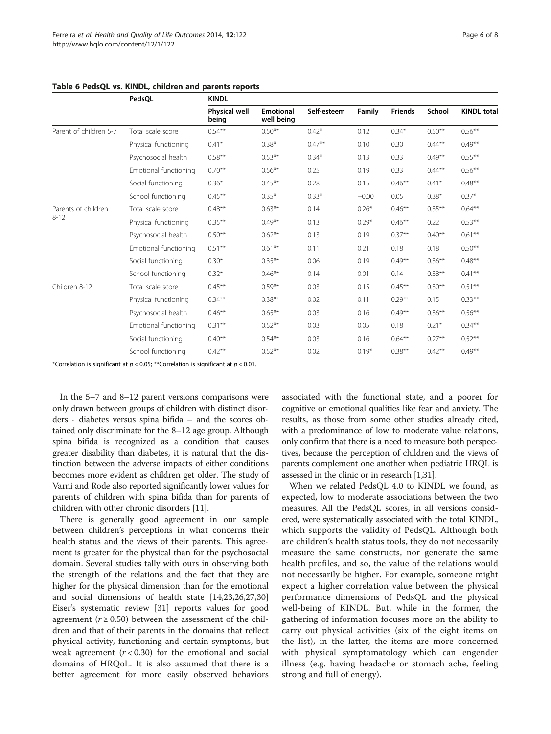**Table 6 PedsQL vs. KINDL, children and parents reports**

| | PedsQL | KINDL | | | | | | |
|---|---|---|---|---|---|---|---|---|
| | | Physical well being | Emotional well being | Self-esteem | Family | Friends | School | KINDL total |
| Parent of children 5-7 | Total scale score | 0.54** | 0.50** | 0.42* | 0.12 | 0.34* | 0.50** | 0.56** |
| | Physical functioning | 0.41* | 0.38* | 0.47** | 0.10 | 0.30 | 0.44** | 0.49** |
| | Psychosocial health | 0.58** | 0.53** | 0.34* | 0.13 | 0.33 | 0.49** | 0.55** |
| | Emotional functioning | 0.70** | 0.56** | 0.25 | 0.19 | 0.33 | 0.44** | 0.56** |
| | Social functioning | 0.36* | 0.45** | 0.28 | 0.15 | 0.46** | 0.41* | 0.48** |
| | School functioning | 0.45** | 0.35* | 0.33* | −0.00 | 0.05 | 0.38* | 0.37* |
| Parents of children 8-12 | Total scale score | 0.48** | 0.63** | 0.14 | 0.26* | 0.46** | 0.35** | 0.64** |
| | Physical functioning | 0.35** | 0.49** | 0.13 | 0.29* | 0.46** | 0.22 | 0.53** |
| | Psychosocial health | 0.50** | 0.62** | 0.13 | 0.19 | 0.37** | 0.40** | 0.61** |
| | Emotional functioning | 0.51** | 0.61** | 0.11 | 0.21 | 0.18 | 0.18 | 0.50** |
| | Social functioning | 0.30* | 0.35** | 0.06 | 0.19 | 0.49** | 0.36** | 0.48** |
| | School functioning | 0.32* | 0.46** | 0.14 | 0.01 | 0.14 | 0.38** | 0.41** |
| Children 8-12 | Total scale score | 0.45** | 0.59** | 0.03 | 0.15 | 0.45** | 0.30** | 0.51** |
| | Physical functioning | 0.34** | 0.38** | 0.02 | 0.11 | 0.29** | 0.15 | 0.33** |
| | Psychosocial health | 0.46** | 0.65** | 0.03 | 0.16 | 0.49** | 0.36** | 0.56** |
| | Emotional functioning | 0.31** | 0.52** | 0.03 | 0.05 | 0.18 | 0.21* | 0.34** |
| | Social functioning | 0.40** | 0.54** | 0.03 | 0.16 | 0.64** | 0.27** | 0.52** |
| | School functioning | 0.42** | 0.52** | 0.02 | 0.19* | 0.38** | 0.42** | 0.49** |

*Correlation is significant at $p < 0.05$; **Correlation is significant at $p < 0.01$.

In the 5–7 and 8–12 parent versions comparisons were only drawn between groups of children with distinct disorders - diabetes versus spina bifida – and the scores obtained only discriminate for the 8–12 age group. Although spina bifida is recognized as a condition that causes greater disability than diabetes, it is natural that the distinction between the adverse impacts of either conditions becomes more evident as children get older. The study of Varni and Rode also reported significantly lower values for parents of children with spina bifida than for parents of children with other chronic disorders [11].

There is generally good agreement in our sample between children's perceptions in what concerns their health status and the views of their parents. This agreement is greater for the physical than for the psychosocial domain. Several studies tally with ours in observing both the strength of the relations and the fact that they are higher for the physical dimension than for the emotional and social dimensions of health state [14,23,26,27,30] Eiser's systematic review [31] reports values for good agreement ($r \geq 0.50$) between the assessment of the children and that of their parents in the domains that reflect physical activity, functioning and certain symptoms, but weak agreement ($r < 0.30$) for the emotional and social domains of HRQoL. It is also assumed that there is a better agreement for more easily observed behaviors associated with the functional state, and a poorer for cognitive or emotional qualities like fear and anxiety. The results, as those from some other studies already cited, with a predominance of low to moderate value relations, only confirm that there is a need to measure both perspectives, because the perception of children and the views of parents complement one another when pediatric HRQL is assessed in the clinic or in research [1,31].

When we related PedsQL 4.0 to KINDL we found, as expected, low to moderate associations between the two measures. All the PedsQL scores, in all versions considered, were systematically associated with the total KINDL, which supports the validity of PedsQL. Although both are children's health status tools, they do not necessarily measure the same constructs, nor generate the same health profiles, and so, the value of the relations would not necessarily be higher. For example, someone might expect a higher correlation value between the physical performance dimensions of PedsQL and the physical well-being of KINDL. But, while in the former, the gathering of information focuses more on the ability to carry out physical activities (six of the eight items on the list), in the latter, the items are more concerned with physical symptomatology which can engender illness (e.g. having headache or stomach ache, feeling strong and full of energy).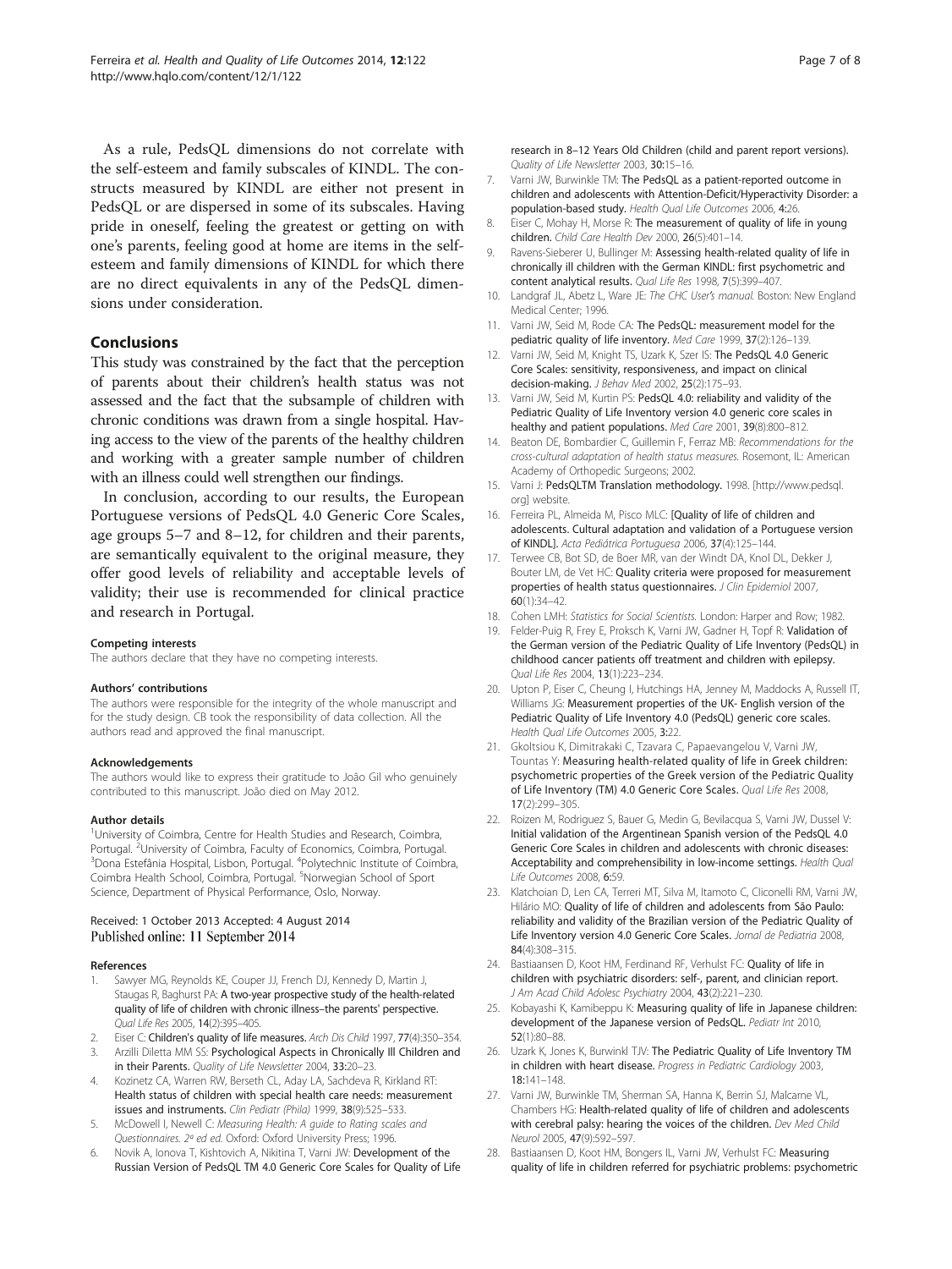As a rule, PedsQL dimensions do not correlate with the self-esteem and family subscales of KINDL. The constructs measured by KINDL are either not present in PedsQL or are dispersed in some of its subscales. Having pride in oneself, feeling the greatest or getting on with one's parents, feeling good at home are items in the self-esteem and family dimensions of KINDL for which there are no direct equivalents in any of the PedsQL dimensions under consideration.

## Conclusions

This study was constrained by the fact that the perception of parents about their children's health status was not assessed and the fact that the subsample of children with chronic conditions was drawn from a single hospital. Having access to the view of the parents of the healthy children and working with a greater sample number of children with an illness could well strengthen our findings.

In conclusion, according to our results, the European Portuguese versions of PedsQL 4.0 Generic Core Scales, age groups 5–7 and 8–12, for children and their parents, are semantically equivalent to the original measure, they offer good levels of reliability and acceptable levels of validity; their use is recommended for clinical practice and research in Portugal.

#### Competing interests

The authors declare that they have no competing interests.

#### Authors' contributions

The authors were responsible for the integrity of the whole manuscript and for the study design. CB took the responsibility of data collection. All the authors read and approved the final manuscript.

#### Acknowledgements

The authors would like to express their gratitude to João Gil who genuinely contributed to this manuscript. João died on May 2012.

#### Author details

[1]University of Coimbra, Centre for Health Studies and Research, Coimbra, Portugal. [2]University of Coimbra, Faculty of Economics, Coimbra, Portugal. [3]Dona Estefânia Hospital, Lisbon, Portugal. [4]Polytechnic Institute of Coimbra, Coimbra Health School, Coimbra, Portugal. [5]Norwegian School of Sport Science, Department of Physical Performance, Oslo, Norway.

Received: 1 October 2013 Accepted: 4 August 2014
Published online: 11 September 2014

#### References

1. Sawyer MG, Reynolds KE, Couper JJ, French DJ, Kennedy D, Martin J, Staugas R, Baghurst PA: **A two-year prospective study of the health-related quality of life of children with chronic illness–the parents' perspective.** *Qual Life Res* 2005, **14**(2):395–405.
2. Eiser C: **Children's quality of life measures.** *Arch Dis Child* 1997, **77**(4):350–354.
3. Arzilli Diletta MM SS: **Psychological Aspects in Chronically Ill Children and in their Parents.** *Quality of Life Newsletter* 2004, **33**:20–23.
4. Kozinetz CA, Warren RW, Berseth CL, Aday LA, Sachdeva R, Kirkland RT: **Health status of children with special health care needs: measurement issues and instruments.** *Clin Pediatr (Phila)* 1999, **38**(9):525–533.
5. McDowell I, Newell C: *Measuring Health: A guide to Rating scales and Questionnaires. 2ª ed ed.* Oxford: Oxford University Press; 1996.
6. Novik A, Ionova T, Kishtovich A, Nikitina T, Varni JW: **Development of the Russian Version of PedsQL TM 4.0 Generic Core Scales for Quality of Life research in 8–12 Years Old Children (child and parent report versions).** *Quality of Life Newsletter* 2003, **30**:15–16.
7. Varni JW, Burwinkle TM: **The PedsQL as a patient-reported outcome in children and adolescents with Attention-Deficit/Hyperactivity Disorder: a population-based study.** *Health Qual Life Outcomes* 2006, **4**:26.
8. Eiser C, Mohay H, Morse R: **The measurement of quality of life in young children.** *Child Care Health Dev* 2000, **26**(5):401–14.
9. Ravens-Sieberer U, Bullinger M: **Assessing health-related quality of life in chronically ill children with the German KINDL: first psychometric and content analytical results.** *Qual Life Res* 1998, **7**(5):399–407.
10. Landgraf JL, Abetz L, Ware JE: *The CHC User's manual.* Boston: New England Medical Center; 1996.
11. Varni JW, Seid M, Rode CA: **The PedsQL: measurement model for the pediatric quality of life inventory.** *Med Care* 1999, **37**(2):126–139.
12. Varni JW, Seid M, Knight TS, Uzark K, Szer IS: **The PedsQL 4.0 Generic Core Scales: sensitivity, responsiveness, and impact on clinical decision-making.** *J Behav Med* 2002, **25**(2):175–93.
13. Varni JW, Seid M, Kurtin PS: **PedsQL 4.0: reliability and validity of the Pediatric Quality of Life Inventory version 4.0 generic core scales in healthy and patient populations.** *Med Care* 2001, **39**(8):800–812.
14. Beaton DE, Bombardier C, Guillemin F, Ferraz MB: *Recommendations for the cross-cultural adaptation of health status measures.* Rosemont, IL: American Academy of Orthopedic Surgeons; 2002.
15. Varni J: **PedsQLTM Translation methodology.** 1998. [http://www.pedsql.org] website.
16. Ferreira PL, Almeida M, Pisco MLC: **[Quality of life of children and adolescents. Cultural adaptation and validation of a Portuguese version of KINDL].** *Acta Pediátrica Portuguesa* 2006, **37**(4):125–144.
17. Terwee CB, Bot SD, de Boer MR, van der Windt DA, Knol DL, Dekker J, Bouter LM, de Vet HC: **Quality criteria were proposed for measurement properties of health status questionnaires.** *J Clin Epidemiol* 2007, **60**(1):34–42.
18. Cohen LMH: *Statistics for Social Scientists.* London: Harper and Row; 1982.
19. Felder-Puig R, Frey E, Proksch K, Varni JW, Gadner H, Topf R: **Validation of the German version of the Pediatric Quality of Life Inventory (PedsQL) in childhood cancer patients off treatment and children with epilepsy.** *Qual Life Res* 2004, **13**(1):223–234.
20. Upton P, Eiser C, Cheung I, Hutchings HA, Jenney M, Maddocks A, Russell IT, Williams JG: **Measurement properties of the UK- English version of the Pediatric Quality of Life Inventory 4.0 (PedsQL) generic core scales.** *Health Qual Life Outcomes* 2005, **3**:22.
21. Gkoltsiou K, Dimitrakaki C, Tzavara C, Papaevangelou V, Varni JW, Tountas Y: **Measuring health-related quality of life in Greek children: psychometric properties of the Greek version of the Pediatric Quality of Life Inventory (TM) 4.0 Generic Core Scales.** *Qual Life Res* 2008, **17**(2):299–305.
22. Roizen M, Rodriguez S, Bauer G, Medin G, Bevilacqua S, Varni JW, Dussel V: **Initial validation of the Argentinean Spanish version of the PedsQL 4.0 Generic Core Scales in children and adolescents with chronic diseases: Acceptability and comprehensibility in low-income settings.** *Health Qual Life Outcomes* 2008, **6**:59.
23. Klatchoian D, Len CA, Terreri MT, Silva M, Itamoto C, Cliconelli RM, Varni JW, Hilário MO: **Quality of life of children and adolescents from São Paulo: reliability and validity of the Brazilian version of the Pediatric Quality of Life Inventory version 4.0 Generic Core Scales.** *Jornal de Pediatria* 2008, **84**(4):308–315.
24. Bastiaansen D, Koot HM, Ferdinand RF, Verhulst FC: **Quality of life in children with psychiatric disorders: self-, parent, and clinician report.** *J Am Acad Child Adolesc Psychiatry* 2004, **43**(2):221–230.
25. Kobayashi K, Kamibeppu K: **Measuring quality of life in Japanese children: development of the Japanese version of PedsQL.** *Pediatr Int* 2010, **52**(1):80–88.
26. Uzark K, Jones K, Burwinkl TJV: **The Pediatric Quality of Life Inventory TM in children with heart disease.** *Progress in Pediatric Cardiology* 2003, **18**:141–148.
27. Varni JW, Burwinkle TM, Sherman SA, Hanna K, Berrin SJ, Malcarne VL, Chambers HG: **Health-related quality of life of children and adolescents with cerebral palsy: hearing the voices of the children.** *Dev Med Child Neurol* 2005, **47**(9):592–597.
28. Bastiaansen D, Koot HM, Bongers IL, Varni JW, Verhulst FC: **Measuring quality of life in children referred for psychiatric problems: psychometric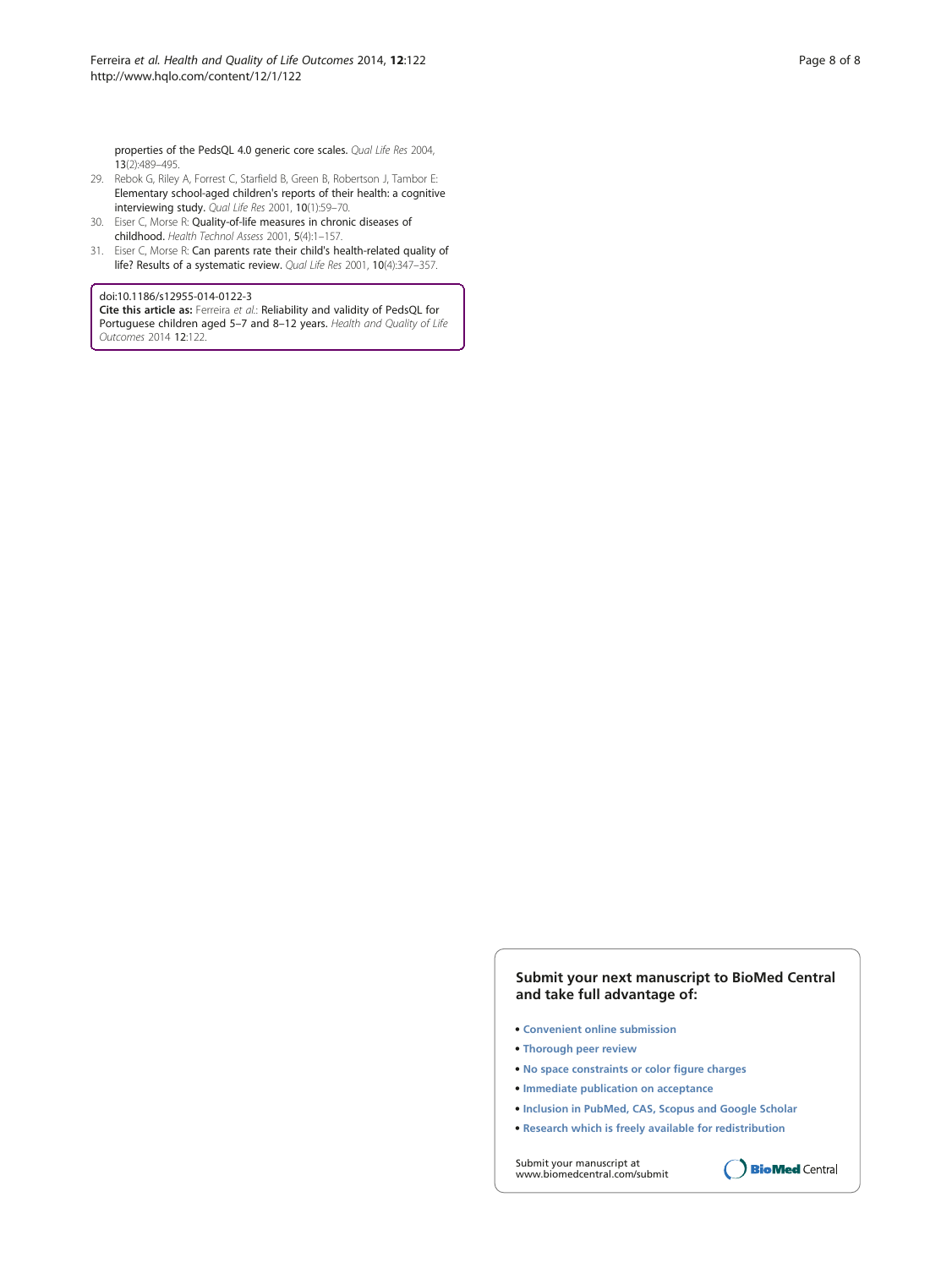properties of the PedsQL 4.0 generic core scales. *Qual Life Res* 2004, **13**(2):489–495.

29. Rebok G, Riley A, Forrest C, Starfield B, Green B, Robertson J, Tambor E: **Elementary school-aged children's reports of their health: a cognitive interviewing study.** *Qual Life Res* 2001, **10**(1):59–70.
30. Eiser C, Morse R: **Quality-of-life measures in chronic diseases of childhood.** *Health Technol Assess* 2001, **5**(4):1–157.
31. Eiser C, Morse R: **Can parents rate their child's health-related quality of life? Results of a systematic review.** *Qual Life Res* 2001, **10**(4):347–357.

doi:10.1186/s12955-014-0122-3
**Cite this article as:** Ferreira *et al.*: Reliability and validity of PedsQL for Portuguese children aged 5–7 and 8–12 years. *Health and Quality of Life Outcomes* 2014 **12**:122.

**Submit your next manuscript to BioMed Central and take full advantage of:**

- **Convenient online submission**
- **Thorough peer review**
- **No space constraints or color figure charges**
- **Immediate publication on acceptance**
- **Inclusion in PubMed, CAS, Scopus and Google Scholar**
- **Research which is freely available for redistribution**

Submit your manuscript at
www.biomedcentral.com/submit

BioMed Central